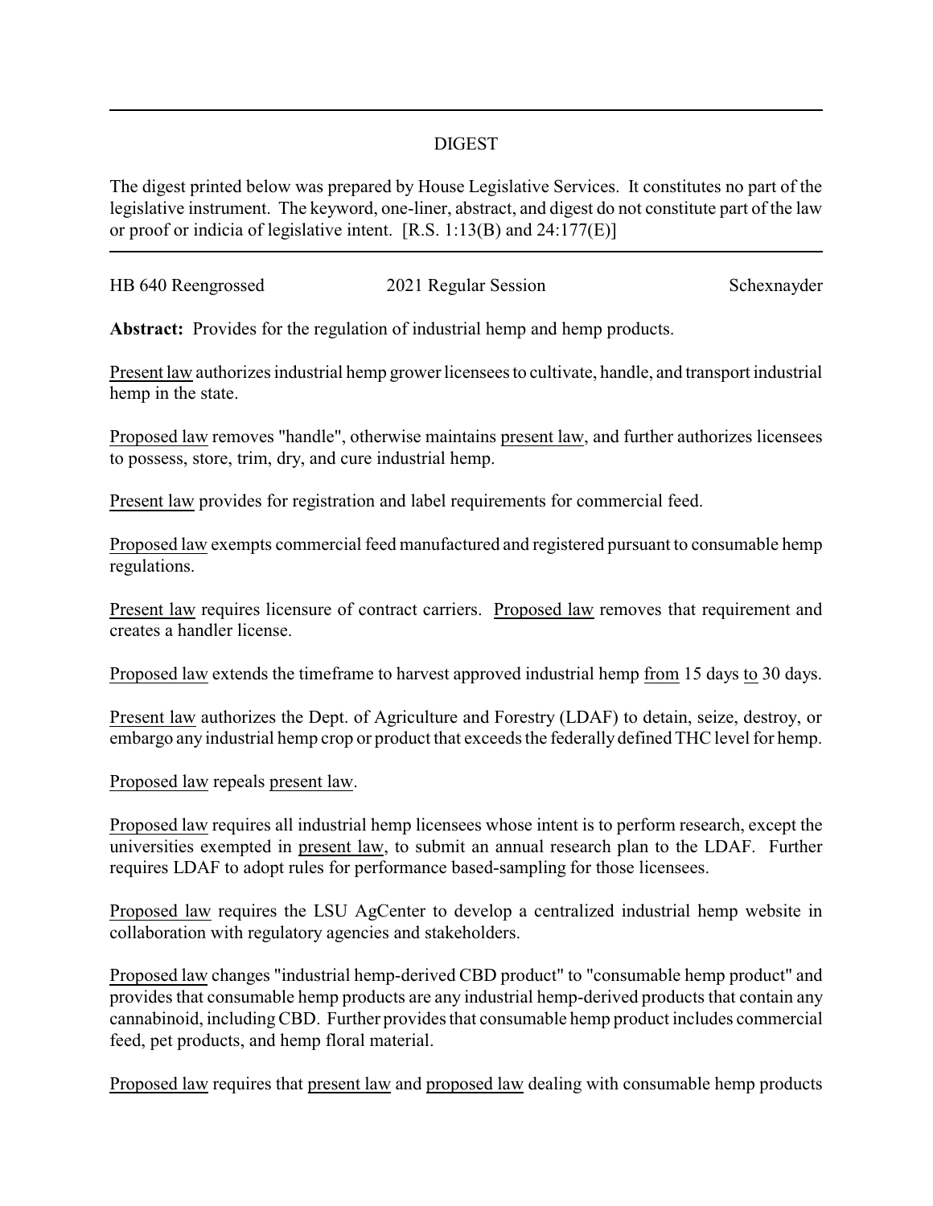# DIGEST

The digest printed below was prepared by House Legislative Services. It constitutes no part of the legislative instrument. The keyword, one-liner, abstract, and digest do not constitute part of the law or proof or indicia of legislative intent. [R.S. 1:13(B) and 24:177(E)]

HB 640 Reengrossed | 2021 Regular Session | Schexnayder

**Abstract:** Provides for the regulation of industrial hemp and hemp products.

Present law authorizes industrial hemp grower licensees to cultivate, handle, and transport industrial hemp in the state.

Proposed law removes "handle", otherwise maintains present law, and further authorizes licensees to possess, store, trim, dry, and cure industrial hemp.

Present law provides for registration and label requirements for commercial feed.

Proposed law exempts commercial feed manufactured and registered pursuant to consumable hemp regulations.

Present law requires licensure of contract carriers. Proposed law removes that requirement and creates a handler license.

Proposed law extends the timeframe to harvest approved industrial hemp from 15 days to 30 days.

Present law authorizes the Dept. of Agriculture and Forestry (LDAF) to detain, seize, destroy, or embargo any industrial hemp crop or product that exceeds the federally defined THC level for hemp.

Proposed law repeals present law.

Proposed law requires all industrial hemp licensees whose intent is to perform research, except the universities exempted in present law, to submit an annual research plan to the LDAF. Further requires LDAF to adopt rules for performance based-sampling for those licensees.

Proposed law requires the LSU AgCenter to develop a centralized industrial hemp website in collaboration with regulatory agencies and stakeholders.

Proposed law changes "industrial hemp-derived CBD product" to "consumable hemp product" and provides that consumable hemp products are any industrial hemp-derived products that contain any cannabinoid, including CBD. Further provides that consumable hemp product includes commercial feed, pet products, and hemp floral material.

Proposed law requires that present law and proposed law dealing with consumable hemp products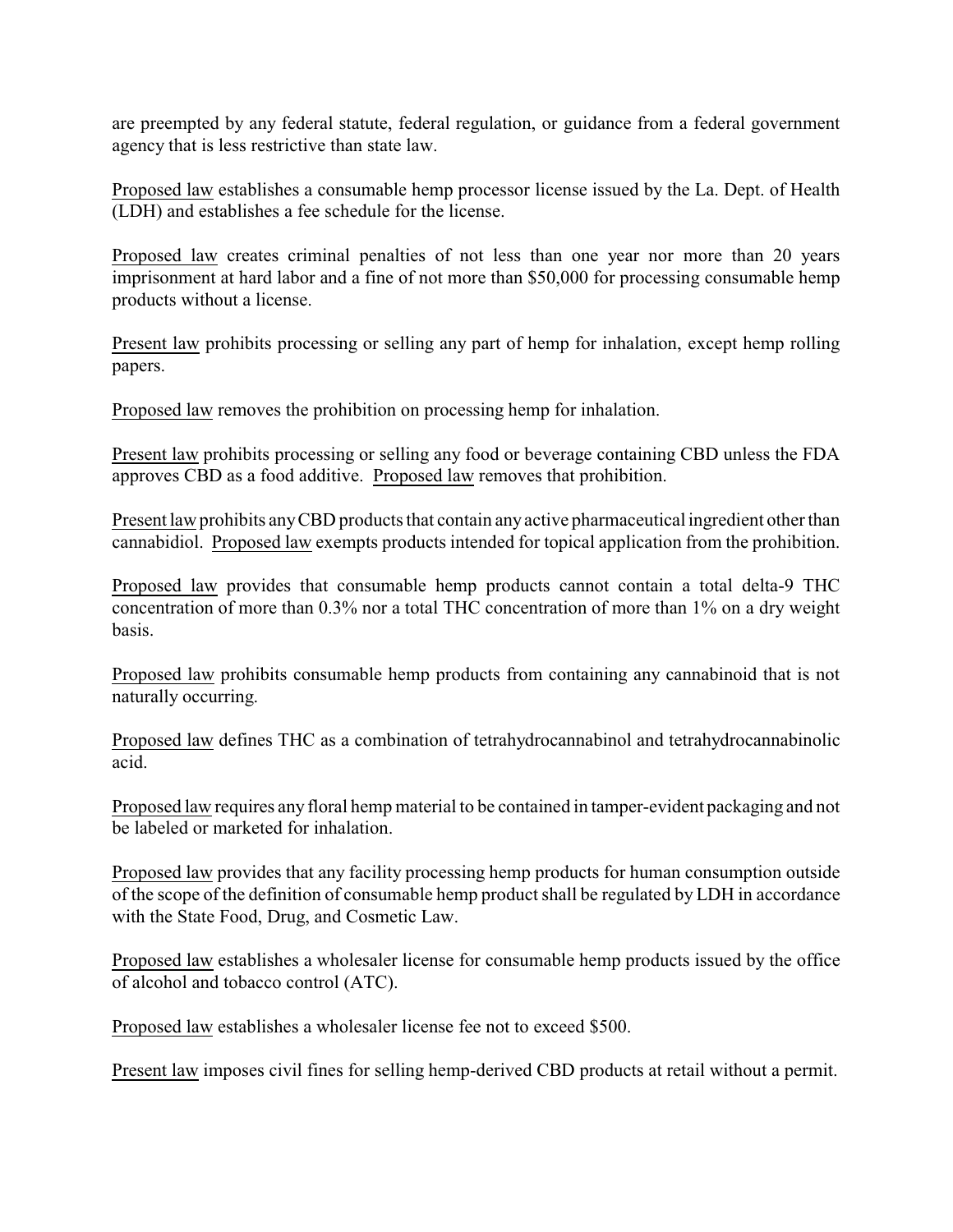are preempted by any federal statute, federal regulation, or guidance from a federal government agency that is less restrictive than state law.

Proposed law establishes a consumable hemp processor license issued by the La. Dept. of Health (LDH) and establishes a fee schedule for the license.

Proposed law creates criminal penalties of not less than one year nor more than 20 years imprisonment at hard labor and a fine of not more than $50,000 for processing consumable hemp products without a license.

Present law prohibits processing or selling any part of hemp for inhalation, except hemp rolling papers.

Proposed law removes the prohibition on processing hemp for inhalation.

Present law prohibits processing or selling any food or beverage containing CBD unless the FDA approves CBD as a food additive. Proposed law removes that prohibition.

Present law prohibits any CBD products that contain any active pharmaceutical ingredient other than cannabidiol. Proposed law exempts products intended for topical application from the prohibition.

Proposed law provides that consumable hemp products cannot contain a total delta-9 THC concentration of more than 0.3% nor a total THC concentration of more than 1% on a dry weight basis.

Proposed law prohibits consumable hemp products from containing any cannabinoid that is not naturally occurring.

Proposed law defines THC as a combination of tetrahydrocannabinol and tetrahydrocannabinolic acid.

Proposed law requires any floral hemp material to be contained in tamper-evident packaging and not be labeled or marketed for inhalation.

Proposed law provides that any facility processing hemp products for human consumption outside of the scope of the definition of consumable hemp product shall be regulated by LDH in accordance with the State Food, Drug, and Cosmetic Law.

Proposed law establishes a wholesaler license for consumable hemp products issued by the office of alcohol and tobacco control (ATC).

Proposed law establishes a wholesaler license fee not to exceed $500.

Present law imposes civil fines for selling hemp-derived CBD products at retail without a permit.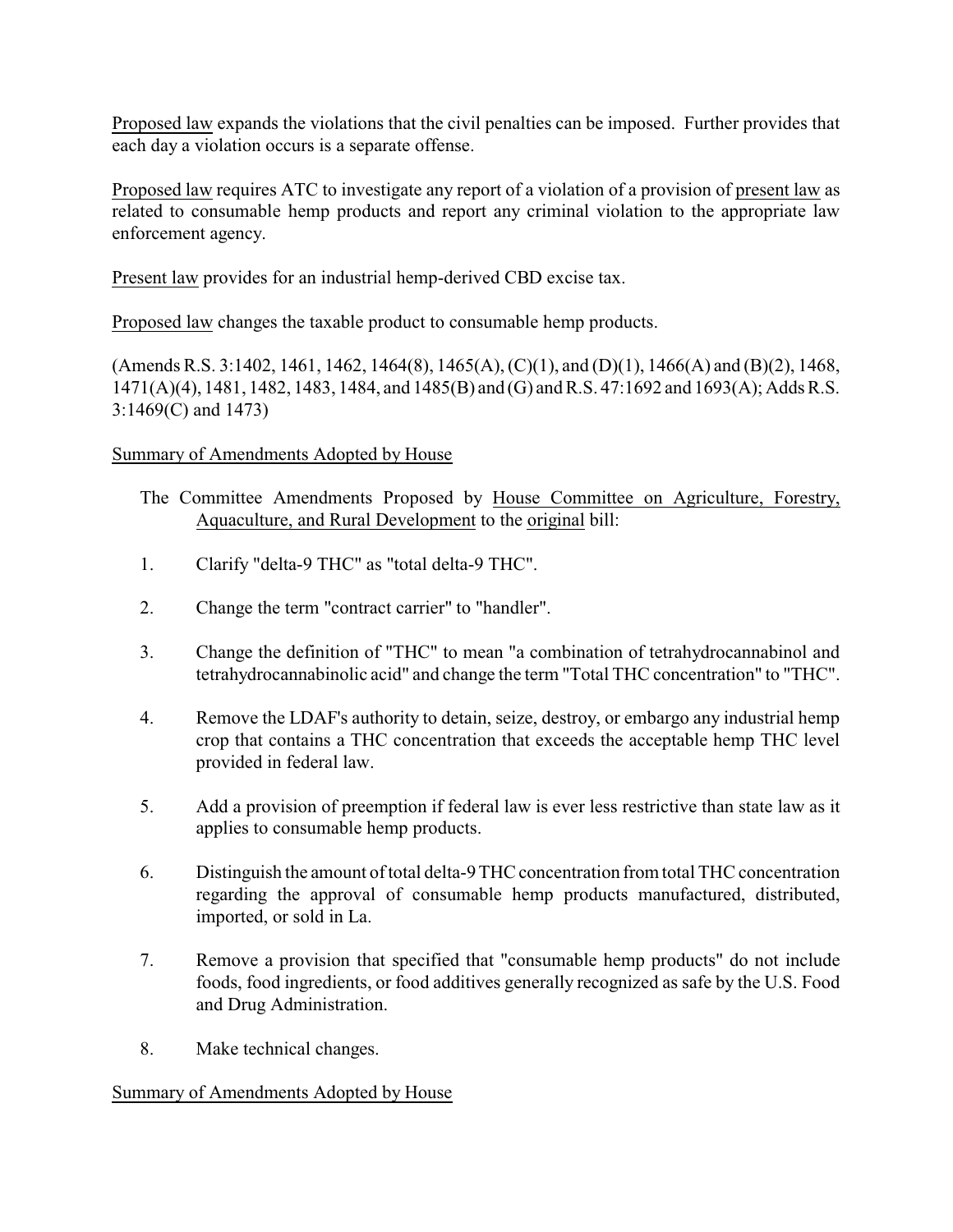Proposed law expands the violations that the civil penalties can be imposed. Further provides that each day a violation occurs is a separate offense.

Proposed law requires ATC to investigate any report of a violation of a provision of present law as related to consumable hemp products and report any criminal violation to the appropriate law enforcement agency.

Present law provides for an industrial hemp-derived CBD excise tax.

Proposed law changes the taxable product to consumable hemp products.

(Amends R.S. 3:1402, 1461, 1462, 1464(8), 1465(A), (C)(1), and (D)(1), 1466(A) and (B)(2), 1468, 1471(A)(4), 1481, 1482, 1483, 1484, and 1485(B) and (G) and R.S. 47:1692 and 1693(A); Adds R.S. 3:1469(C) and 1473)

Summary of Amendments Adopted by House

The Committee Amendments Proposed by House Committee on Agriculture, Forestry, Aquaculture, and Rural Development to the original bill:

1. Clarify "delta-9 THC" as "total delta-9 THC".

2. Change the term "contract carrier" to "handler".

3. Change the definition of "THC" to mean "a combination of tetrahydrocannabinol and tetrahydrocannabinolic acid" and change the term "Total THC concentration" to "THC".

4. Remove the LDAF's authority to detain, seize, destroy, or embargo any industrial hemp crop that contains a THC concentration that exceeds the acceptable hemp THC level provided in federal law.

5. Add a provision of preemption if federal law is ever less restrictive than state law as it applies to consumable hemp products.

6. Distinguish the amount of total delta-9 THC concentration from total THC concentration regarding the approval of consumable hemp products manufactured, distributed, imported, or sold in La.

7. Remove a provision that specified that "consumable hemp products" do not include foods, food ingredients, or food additives generally recognized as safe by the U.S. Food and Drug Administration.

8. Make technical changes.

Summary of Amendments Adopted by House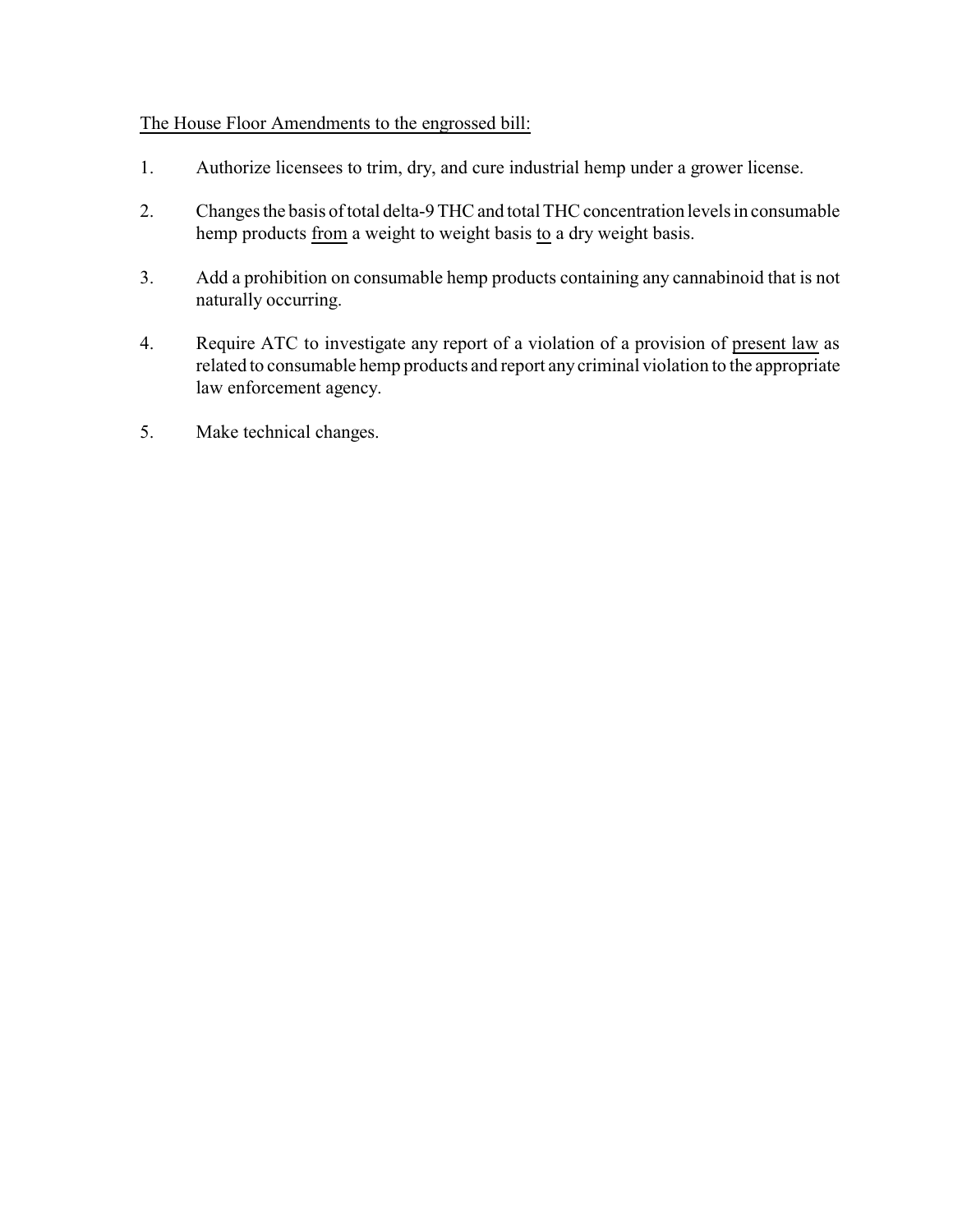<u>The House Floor Amendments to the engrossed bill:</u>

1. Authorize licensees to trim, dry, and cure industrial hemp under a grower license.

2. Changes the basis of total delta-9 THC and total THC concentration levels in consumable hemp products <u>from</u> a weight to weight basis <u>to</u> a dry weight basis.

3. Add a prohibition on consumable hemp products containing any cannabinoid that is not naturally occurring.

4. Require ATC to investigate any report of a violation of a provision of <u>present law</u> as related to consumable hemp products and report any criminal violation to the appropriate law enforcement agency.

5. Make technical changes.